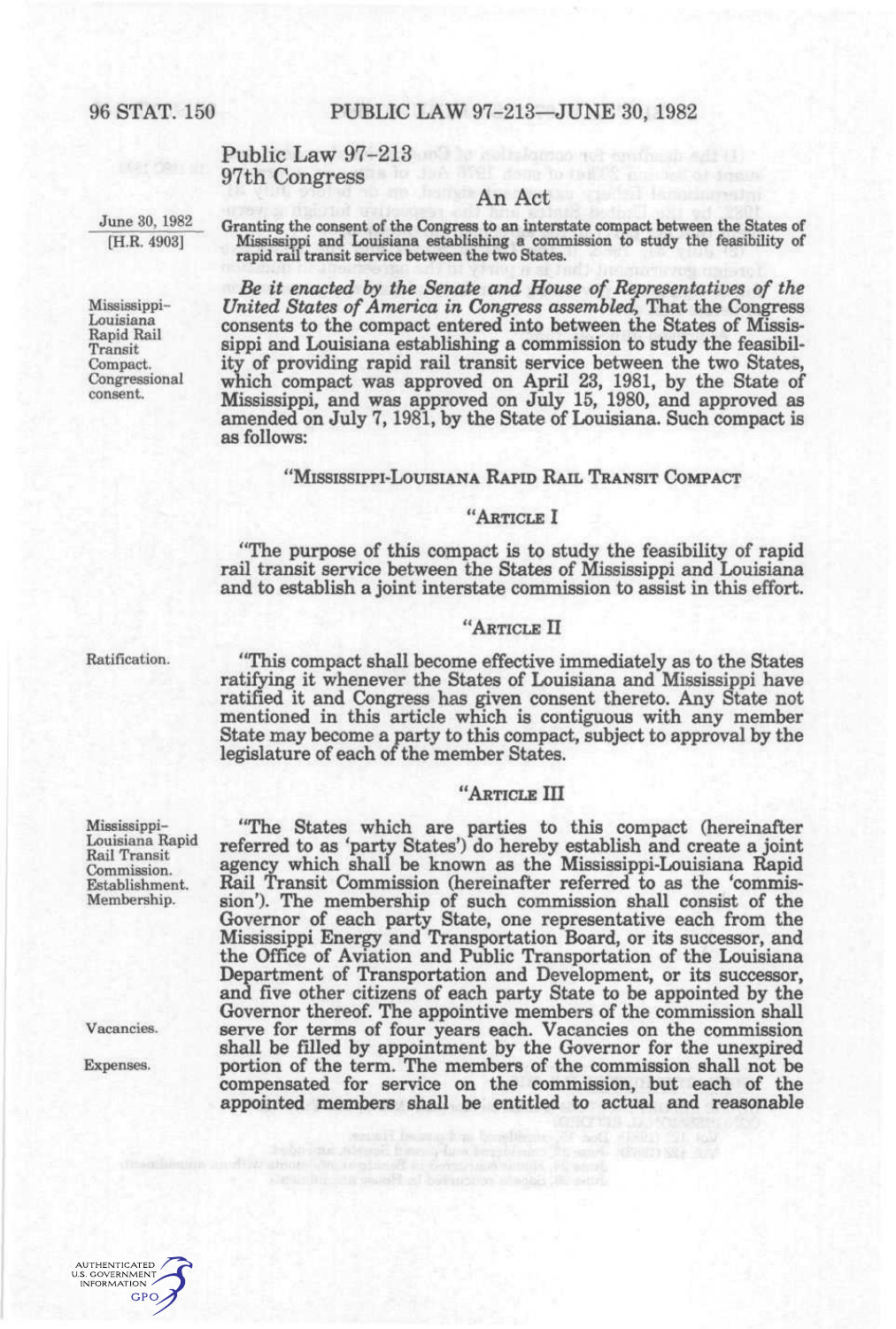Public Law 97-213
97th Congress

An Act

June 30, 1982
[H.R. 4903]

Granting the consent of the Congress to an interstate compact between the States of Mississippi and Louisiana establishing a commission to study the feasibility of rapid rail transit service between the two States.

Mississippi-Louisiana Rapid Rail Transit Compact. Congressional consent.

*Be it enacted by the Senate and House of Representatives of the United States of America in Congress assembled,* That the Congress consents to the compact entered into between the States of Mississippi and Louisiana establishing a commission to study the feasibility of providing rapid rail transit service between the two States, which compact was approved on April 23, 1981, by the State of Mississippi, and was approved on July 15, 1980, and approved as amended on July 7, 1981, by the State of Louisiana. Such compact is as follows:

"MISSISSIPPI-LOUISIANA RAPID RAIL TRANSIT COMPACT

"ARTICLE I

"The purpose of this compact is to study the feasibility of rapid rail transit service between the States of Mississippi and Louisiana and to establish a joint interstate commission to assist in this effort.

"ARTICLE II

Ratification.

"This compact shall become effective immediately as to the States ratifying it whenever the States of Louisiana and Mississippi have ratified it and Congress has given consent thereto. Any State not mentioned in this article which is contiguous with any member State may become a party to this compact, subject to approval by the legislature of each of the member States.

"ARTICLE III

Mississippi-Louisiana Rapid Rail Transit Commission. Establishment. Membership.

"The States which are parties to this compact (hereinafter referred to as 'party States') do hereby establish and create a joint agency which shall be known as the Mississippi-Louisiana Rapid Rail Transit Commission (hereinafter referred to as the 'commission'). The membership of such commission shall consist of the Governor of each party State, one representative each from the Mississippi Energy and Transportation Board, or its successor, and the Office of Aviation and Public Transportation of the Louisiana Department of Transportation and Development, or its successor, and five other citizens of each party State to be appointed by the Governor thereof. The appointive members of the commission shall serve for terms of four years each. Vacancies on the commission shall be filled by appointment by the Governor for the unexpired portion of the term. The members of the commission shall not be compensated for service on the commission, but each of the appointed members shall be entitled to actual and reasonable

Vacancies.

Expenses.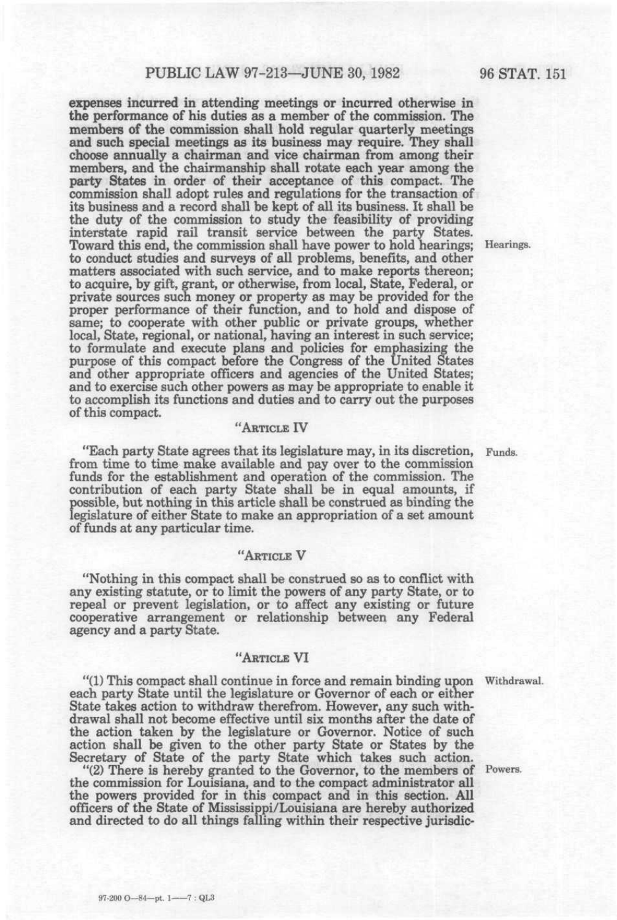expenses incurred in attending meetings or incurred otherwise in the performance of his duties as a member of the commission. The members of the commission shall hold regular quarterly meetings and such special meetings as its business may require. They shall choose annually a chairman and vice chairman from among their members, and the chairmanship shall rotate each year among the party States in order of their acceptance of this compact. The commission shall adopt rules and regulations for the transaction of its business and a record shall be kept of all its business. It shall be the duty of the commission to study the feasibility of providing interstate rapid rail transit service between the party States. Toward this end, the commission shall have power to hold hearings; to conduct studies and surveys of all problems, benefits, and other matters associated with such service, and to make reports thereon; to acquire, by gift, grant, or otherwise, from local, State, Federal, or private sources such money or property as may be provided for the proper performance of their function, and to hold and dispose of same; to cooperate with other public or private groups, whether local, State, regional, or national, having an interest in such service; to formulate and execute plans and policies for emphasizing the purpose of this compact before the Congress of the United States and other appropriate officers and agencies of the United States; and to exercise such other powers as may be appropriate to enable it to accomplish its functions and duties and to carry out the purposes of this compact.

Hearings.

"ARTICLE IV

"Each party State agrees that its legislature may, in its discretion, from time to time make available and pay over to the commission funds for the establishment and operation of the commission. The contribution of each party State shall be in equal amounts, if possible, but nothing in this article shall be construed as binding the legislature of either State to make an appropriation of a set amount of funds at any particular time.

Funds.

"ARTICLE V

"Nothing in this compact shall be construed so as to conflict with any existing statute, or to limit the powers of any party State, or to repeal or prevent legislation, or to affect any existing or future cooperative arrangement or relationship between any Federal agency and a party State.

"ARTICLE VI

"(1) This compact shall continue in force and remain binding upon each party State until the legislature or Governor of each or either State takes action to withdraw therefrom. However, any such withdrawal shall not become effective until six months after the date of the action taken by the legislature or Governor. Notice of such action shall be given to the other party State or States by the Secretary of State of the party State which takes such action.

Withdrawal.

"(2) There is hereby granted to the Governor, to the members of the commission for Louisiana, and to the compact administrator all the powers provided for in this compact and in this section. All officers of the State of Mississippi/Louisiana are hereby authorized and directed to do all things falling within their respective jurisdic-

Powers.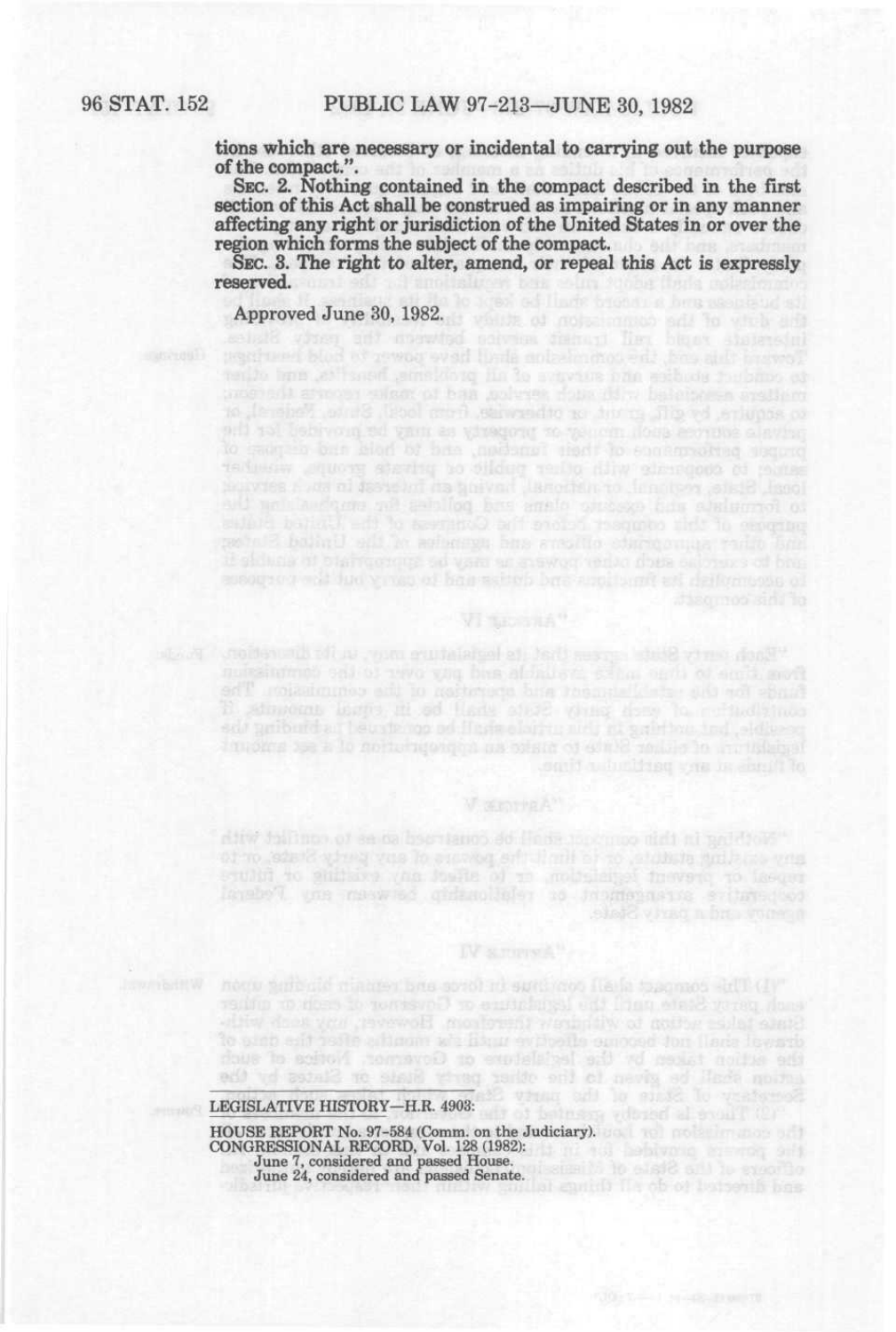tions which are necessary or incidental to carrying out the purpose of the compact.".

SEC. 2. Nothing contained in the compact described in the first section of this Act shall be construed as impairing or in any manner affecting any right or jurisdiction of the United States in or over the region which forms the subject of the compact.

SEC. 3. The right to alter, amend, or repeal this Act is expressly reserved.

Approved June 30, 1982.

LEGISLATIVE HISTORY—H.R. 4903:

HOUSE REPORT No. 97-584 (Comm. on the Judiciary).
CONGRESSIONAL RECORD, Vol. 128 (1982):
June 7, considered and passed House.
June 24, considered and passed Senate.